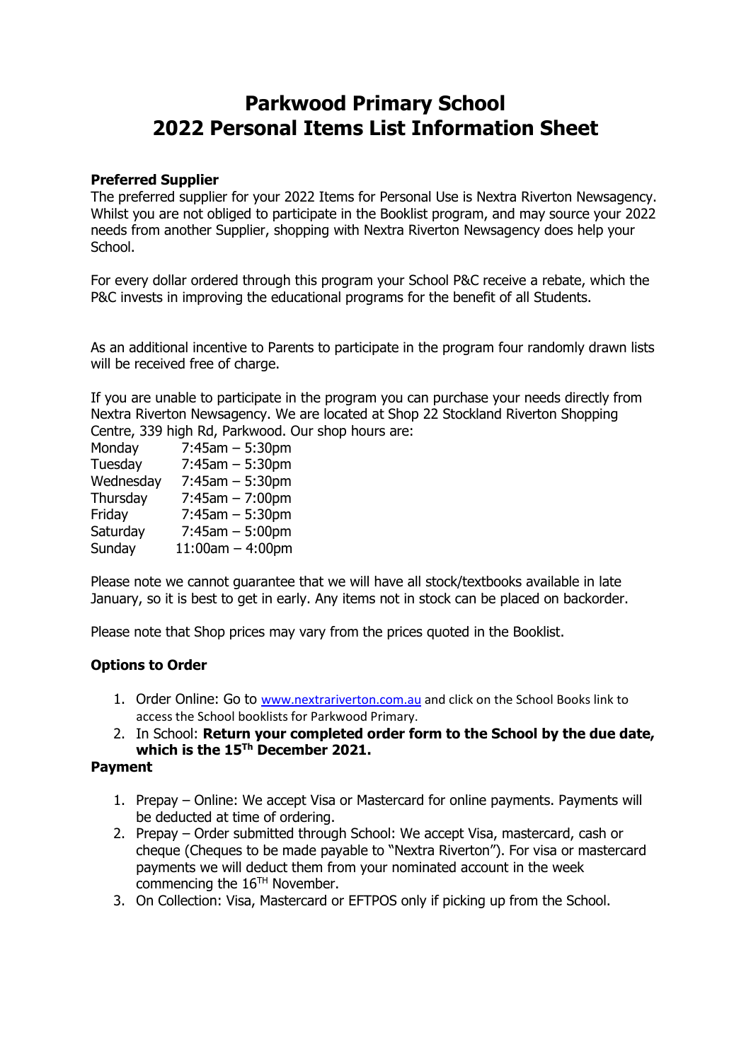# Parkwood Primary School
# 2022 Personal Items List Information Sheet

**Preferred Supplier**

The preferred supplier for your 2022 Items for Personal Use is Nextra Riverton Newsagency. Whilst you are not obliged to participate in the Booklist program, and may source your 2022 needs from another Supplier, shopping with Nextra Riverton Newsagency does help your School.

For every dollar ordered through this program your School P&C receive a rebate, which the P&C invests in improving the educational programs for the benefit of all Students.

As an additional incentive to Parents to participate in the program four randomly drawn lists will be received free of charge.

If you are unable to participate in the program you can purchase your needs directly from Nextra Riverton Newsagency. We are located at Shop 22 Stockland Riverton Shopping Centre, 339 high Rd, Parkwood. Our shop hours are:

| | |
|---|---|
| Monday | 7:45am – 5:30pm |
| Tuesday | 7:45am – 5:30pm |
| Wednesday | 7:45am – 5:30pm |
| Thursday | 7:45am – 7:00pm |
| Friday | 7:45am – 5:30pm |
| Saturday | 7:45am – 5:00pm |
| Sunday | 11:00am – 4:00pm |

Please note we cannot guarantee that we will have all stock/textbooks available in late January, so it is best to get in early. Any items not in stock can be placed on backorder.

Please note that Shop prices may vary from the prices quoted in the Booklist.

**Options to Order**

1. Order Online: Go to www.nextrariverton.com.au and click on the School Books link to access the School booklists for Parkwood Primary.
2. In School: **Return your completed order form to the School by the due date, which is the 15Th December 2021.**

**Payment**

1. Prepay – Online: We accept Visa or Mastercard for online payments. Payments will be deducted at time of ordering.
2. Prepay – Order submitted through School: We accept Visa, mastercard, cash or cheque (Cheques to be made payable to "Nextra Riverton"). For visa or mastercard payments we will deduct them from your nominated account in the week commencing the 16TH November.
3. On Collection: Visa, Mastercard or EFTPOS only if picking up from the School.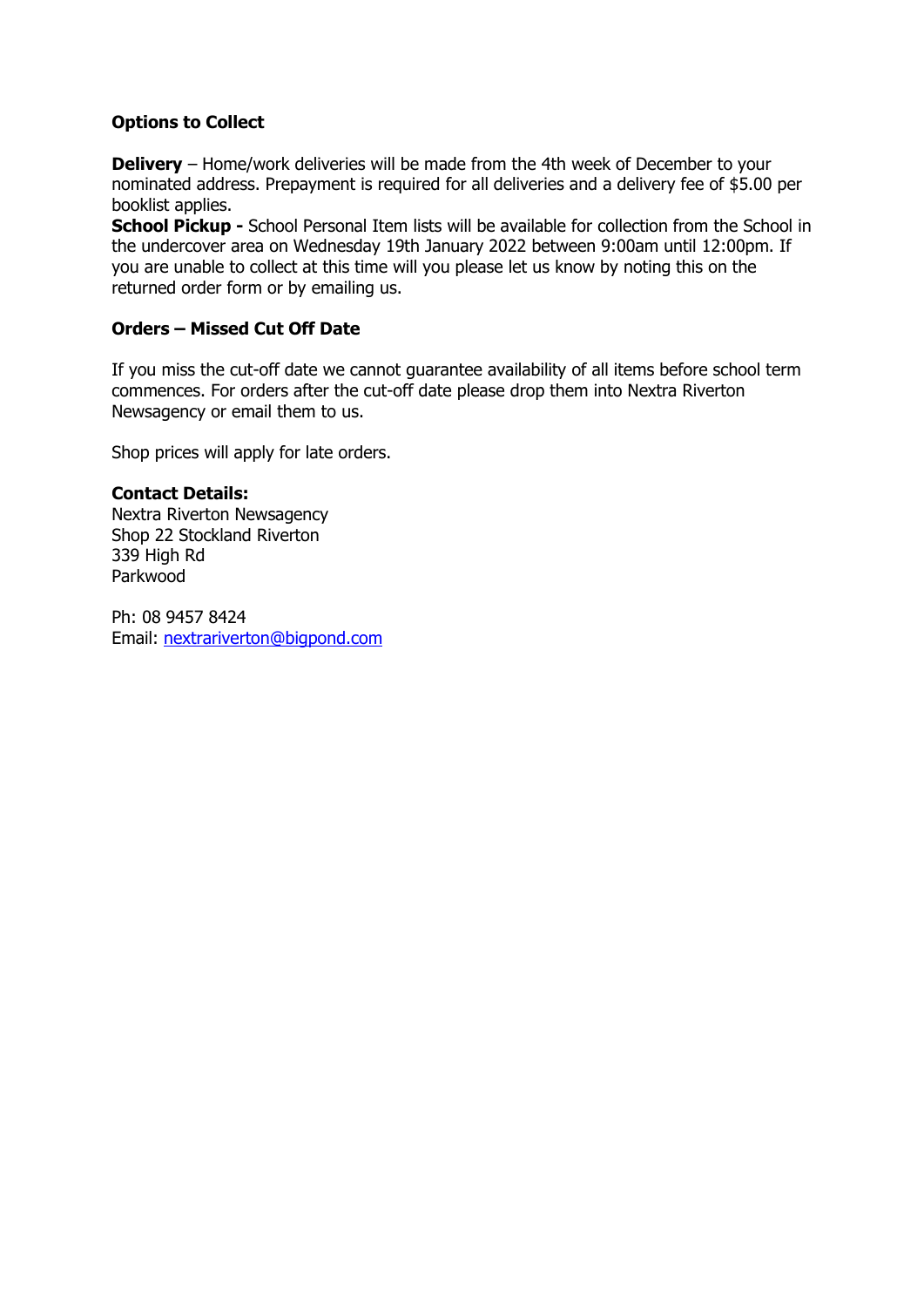**Options to Collect**

**Delivery** – Home/work deliveries will be made from the 4th week of December to your nominated address. Prepayment is required for all deliveries and a delivery fee of $5.00 per booklist applies.
**School Pickup -** School Personal Item lists will be available for collection from the School in the undercover area on Wednesday 19th January 2022 between 9:00am until 12:00pm. If you are unable to collect at this time will you please let us know by noting this on the returned order form or by emailing us.

**Orders – Missed Cut Off Date**

If you miss the cut-off date we cannot guarantee availability of all items before school term commences. For orders after the cut-off date please drop them into Nextra Riverton Newsagency or email them to us.

Shop prices will apply for late orders.

**Contact Details:**
Nextra Riverton Newsagency
Shop 22 Stockland Riverton
339 High Rd
Parkwood

Ph: 08 9457 8424
Email: nextrariverton@bigpond.com